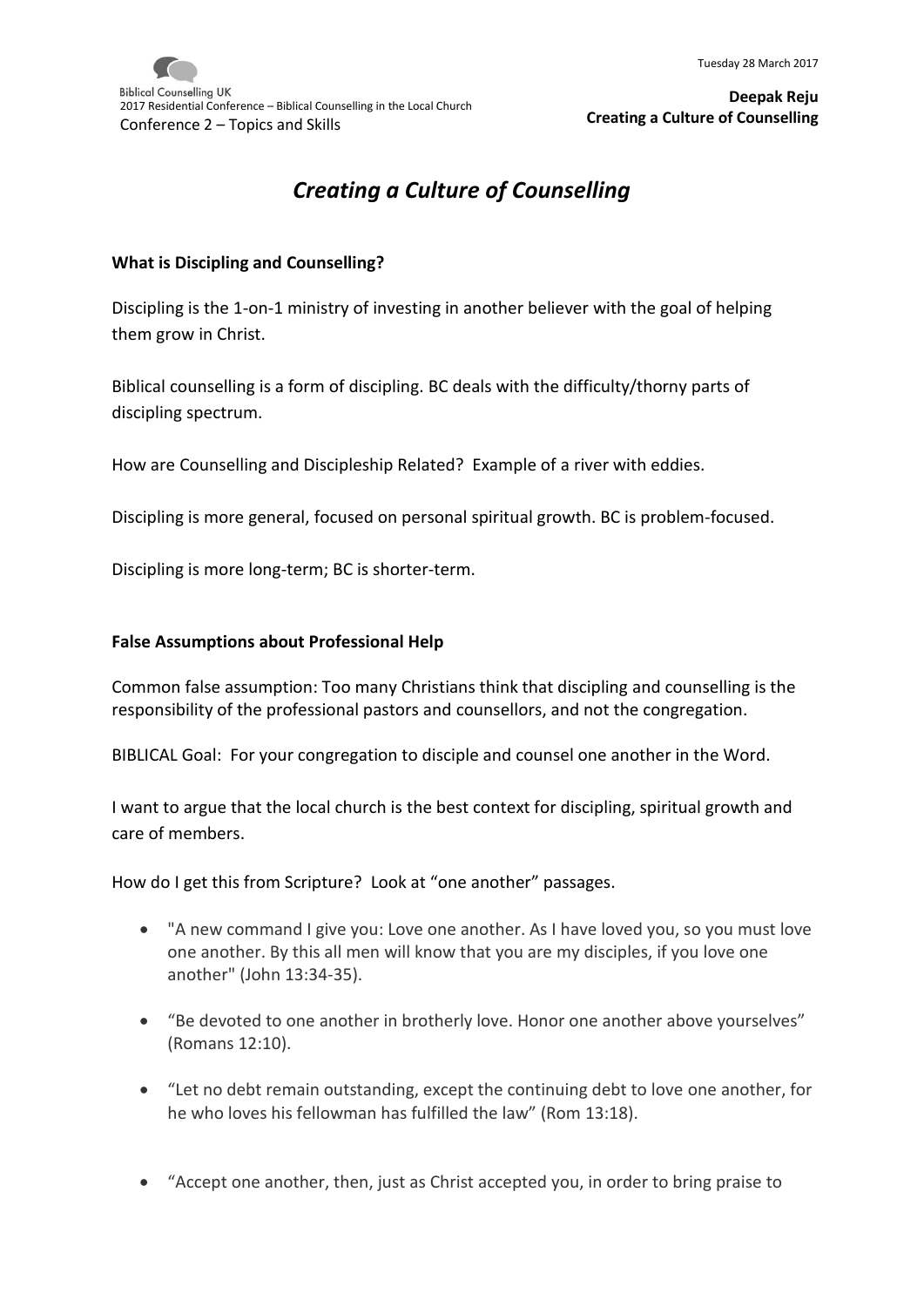# *Creating a Culture of Counselling*

**What is Discipling and Counselling?**

Discipling is the 1-on-1 ministry of investing in another believer with the goal of helping them grow in Christ.

Biblical counselling is a form of discipling. BC deals with the difficulty/thorny parts of discipling spectrum.

How are Counselling and Discipleship Related? Example of a river with eddies.

Discipling is more general, focused on personal spiritual growth. BC is problem-focused.

Discipling is more long-term; BC is shorter-term.

**False Assumptions about Professional Help**

Common false assumption: Too many Christians think that discipling and counselling is the responsibility of the professional pastors and counsellors, and not the congregation.

BIBLICAL Goal: For your congregation to disciple and counsel one another in the Word.

I want to argue that the local church is the best context for discipling, spiritual growth and care of members.

How do I get this from Scripture? Look at "one another" passages.

- "A new command I give you: Love one another. As I have loved you, so you must love one another. By this all men will know that you are my disciples, if you love one another" (John 13:34-35).
- "Be devoted to one another in brotherly love. Honor one another above yourselves" (Romans 12:10).
- "Let no debt remain outstanding, except the continuing debt to love one another, for he who loves his fellowman has fulfilled the law" (Rom 13:18).
- "Accept one another, then, just as Christ accepted you, in order to bring praise to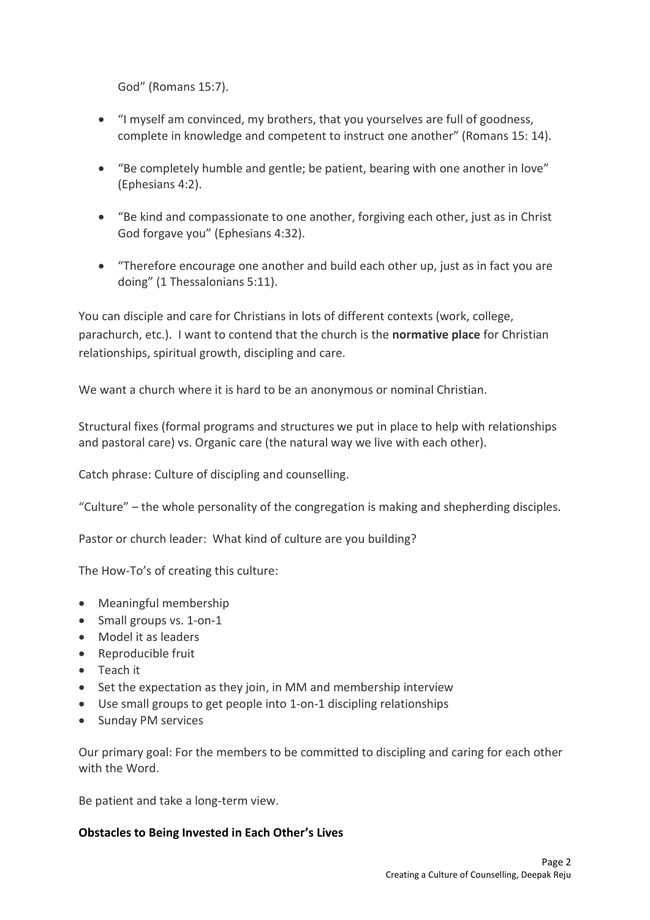God" (Romans 15:7).

- "I myself am convinced, my brothers, that you yourselves are full of goodness, complete in knowledge and competent to instruct one another" (Romans 15: 14).
- "Be completely humble and gentle; be patient, bearing with one another in love" (Ephesians 4:2).
- "Be kind and compassionate to one another, forgiving each other, just as in Christ God forgave you" (Ephesians 4:32).
- "Therefore encourage one another and build each other up, just as in fact you are doing" (1 Thessalonians 5:11).

You can disciple and care for Christians in lots of different contexts (work, college, parachurch, etc.). I want to contend that the church is the **normative place** for Christian relationships, spiritual growth, discipling and care.

We want a church where it is hard to be an anonymous or nominal Christian.

Structural fixes (formal programs and structures we put in place to help with relationships and pastoral care) vs. Organic care (the natural way we live with each other).

Catch phrase: Culture of discipling and counselling.

"Culture" – the whole personality of the congregation is making and shepherding disciples.

Pastor or church leader: What kind of culture are you building?

The How-To's of creating this culture:

- Meaningful membership
- Small groups vs. 1-on-1
- Model it as leaders
- Reproducible fruit
- Teach it
- Set the expectation as they join, in MM and membership interview
- Use small groups to get people into 1-on-1 discipling relationships
- Sunday PM services

Our primary goal: For the members to be committed to discipling and caring for each other with the Word.

Be patient and take a long-term view.

**Obstacles to Being Invested in Each Other's Lives**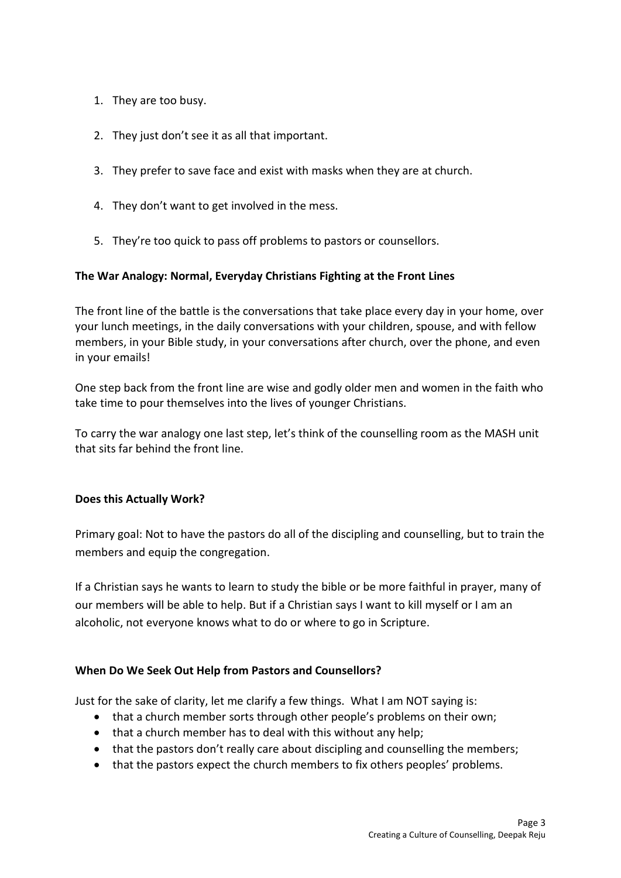1. They are too busy.

2. They just don't see it as all that important.

3. They prefer to save face and exist with masks when they are at church.

4. They don't want to get involved in the mess.

5. They're too quick to pass off problems to pastors or counsellors.

**The War Analogy: Normal, Everyday Christians Fighting at the Front Lines**

The front line of the battle is the conversations that take place every day in your home, over your lunch meetings, in the daily conversations with your children, spouse, and with fellow members, in your Bible study, in your conversations after church, over the phone, and even in your emails!

One step back from the front line are wise and godly older men and women in the faith who take time to pour themselves into the lives of younger Christians.

To carry the war analogy one last step, let's think of the counselling room as the MASH unit that sits far behind the front line.

**Does this Actually Work?**

Primary goal: Not to have the pastors do all of the discipling and counselling, but to train the members and equip the congregation.

If a Christian says he wants to learn to study the bible or be more faithful in prayer, many of our members will be able to help. But if a Christian says I want to kill myself or I am an alcoholic, not everyone knows what to do or where to go in Scripture.

**When Do We Seek Out Help from Pastors and Counsellors?**

Just for the sake of clarity, let me clarify a few things. What I am NOT saying is:

- that a church member sorts through other people's problems on their own;
- that a church member has to deal with this without any help;
- that the pastors don't really care about discipling and counselling the members;
- that the pastors expect the church members to fix others peoples' problems.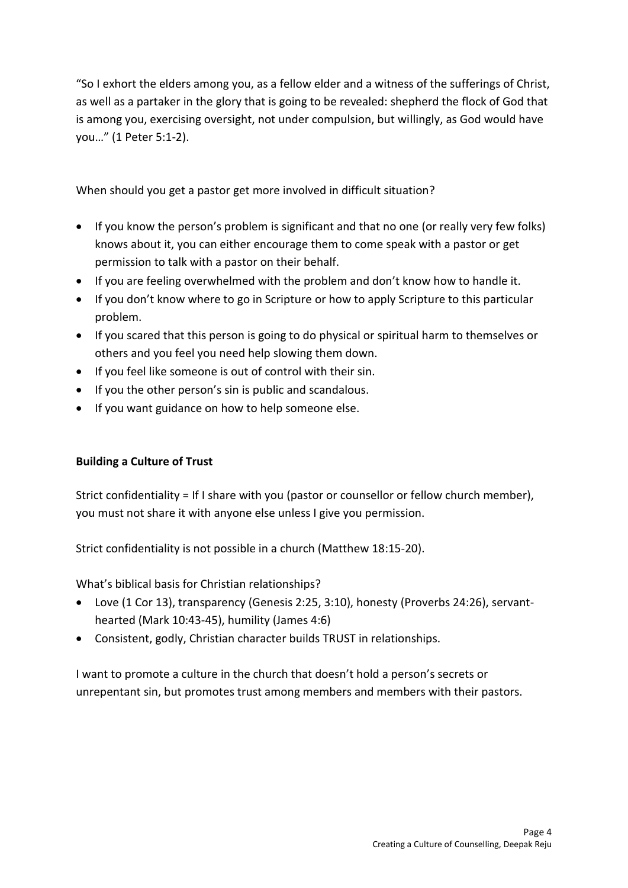"So I exhort the elders among you, as a fellow elder and a witness of the sufferings of Christ, as well as a partaker in the glory that is going to be revealed: shepherd the flock of God that is among you, exercising oversight, not under compulsion, but willingly, as God would have you…" (1 Peter 5:1-2).

When should you get a pastor get more involved in difficult situation?

- If you know the person's problem is significant and that no one (or really very few folks) knows about it, you can either encourage them to come speak with a pastor or get permission to talk with a pastor on their behalf.
- If you are feeling overwhelmed with the problem and don't know how to handle it.
- If you don't know where to go in Scripture or how to apply Scripture to this particular problem.
- If you scared that this person is going to do physical or spiritual harm to themselves or others and you feel you need help slowing them down.
- If you feel like someone is out of control with their sin.
- If you the other person's sin is public and scandalous.
- If you want guidance on how to help someone else.

**Building a Culture of Trust**

Strict confidentiality = If I share with you (pastor or counsellor or fellow church member), you must not share it with anyone else unless I give you permission.

Strict confidentiality is not possible in a church (Matthew 18:15-20).

What's biblical basis for Christian relationships?

- Love (1 Cor 13), transparency (Genesis 2:25, 3:10), honesty (Proverbs 24:26), servant-hearted (Mark 10:43-45), humility (James 4:6)
- Consistent, godly, Christian character builds TRUST in relationships.

I want to promote a culture in the church that doesn't hold a person's secrets or unrepentant sin, but promotes trust among members and members with their pastors.